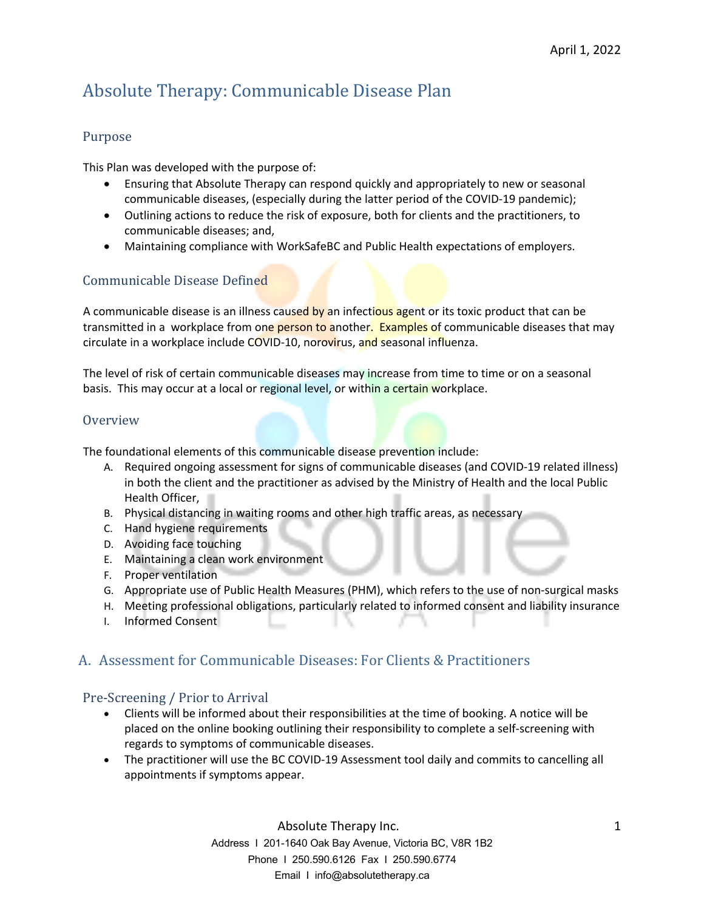April 1, 2022

# Absolute Therapy: Communicable Disease Plan

## Purpose

This Plan was developed with the purpose of:

- Ensuring that Absolute Therapy can respond quickly and appropriately to new or seasonal communicable diseases, (especially during the latter period of the COVID-19 pandemic);
- Outlining actions to reduce the risk of exposure, both for clients and the practitioners, to communicable diseases; and,
- Maintaining compliance with WorkSafeBC and Public Health expectations of employers.

## Communicable Disease Defined

A communicable disease is an illness caused by an infectious agent or its toxic product that can be transmitted in a workplace from one person to another. Examples of communicable diseases that may circulate in a workplace include COVID-10, norovirus, and seasonal influenza.

The level of risk of certain communicable diseases may increase from time to time or on a seasonal basis. This may occur at a local or regional level, or within a certain workplace.

## Overview

The foundational elements of this communicable disease prevention include:

A. Required ongoing assessment for signs of communicable diseases (and COVID-19 related illness) in both the client and the practitioner as advised by the Ministry of Health and the local Public Health Officer,
B. Physical distancing in waiting rooms and other high traffic areas, as necessary
C. Hand hygiene requirements
D. Avoiding face touching
E. Maintaining a clean work environment
F. Proper ventilation
G. Appropriate use of Public Health Measures (PHM), which refers to the use of non-surgical masks
H. Meeting professional obligations, particularly related to informed consent and liability insurance
I. Informed Consent

## A. Assessment for Communicable Diseases: For Clients & Practitioners

### Pre-Screening / Prior to Arrival

- Clients will be informed about their responsibilities at the time of booking. A notice will be placed on the online booking outlining their responsibility to complete a self-screening with regards to symptoms of communicable diseases.
- The practitioner will use the BC COVID-19 Assessment tool daily and commits to cancelling all appointments if symptoms appear.

Absolute Therapy Inc.
Address I 201-1640 Oak Bay Avenue, Victoria BC, V8R 1B2
Phone I 250.590.6126 Fax I 250.590.6774
Email I info@absolutetherapy.ca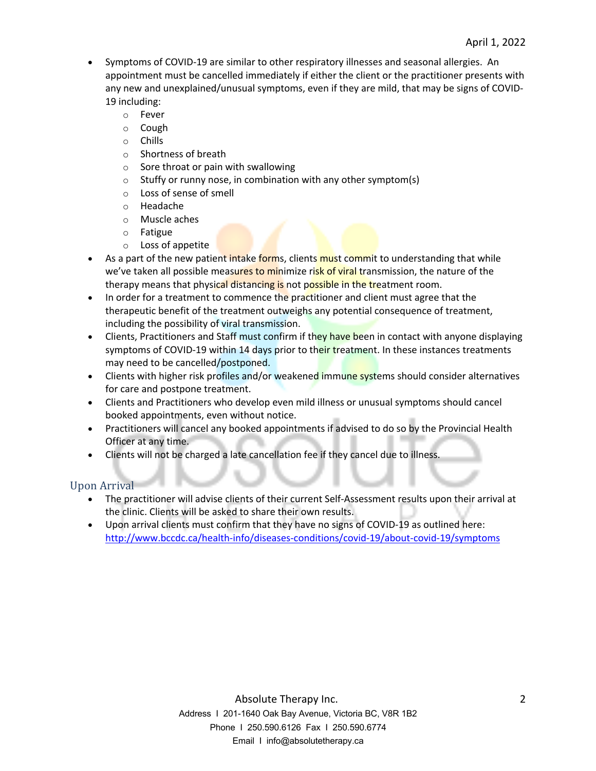- Symptoms of COVID-19 are similar to other respiratory illnesses and seasonal allergies. An appointment must be cancelled immediately if either the client or the practitioner presents with any new and unexplained/unusual symptoms, even if they are mild, that may be signs of COVID-19 including:
  - Fever
  - Cough
  - Chills
  - Shortness of breath
  - Sore throat or pain with swallowing
  - Stuffy or runny nose, in combination with any other symptom(s)
  - Loss of sense of smell
  - Headache
  - Muscle aches
  - Fatigue
  - Loss of appetite
- As a part of the new patient intake forms, clients must commit to understanding that while we've taken all possible measures to minimize risk of viral transmission, the nature of the therapy means that physical distancing is not possible in the treatment room.
- In order for a treatment to commence the practitioner and client must agree that the therapeutic benefit of the treatment outweighs any potential consequence of treatment, including the possibility of viral transmission.
- Clients, Practitioners and Staff must confirm if they have been in contact with anyone displaying symptoms of COVID-19 within 14 days prior to their treatment. In these instances treatments may need to be cancelled/postponed.
- Clients with higher risk profiles and/or weakened immune systems should consider alternatives for care and postpone treatment.
- Clients and Practitioners who develop even mild illness or unusual symptoms should cancel booked appointments, even without notice.
- Practitioners will cancel any booked appointments if advised to do so by the Provincial Health Officer at any time.
- Clients will not be charged a late cancellation fee if they cancel due to illness.

## Upon Arrival

- The practitioner will advise clients of their current Self-Assessment results upon their arrival at the clinic. Clients will be asked to share their own results.
- Upon arrival clients must confirm that they have no signs of COVID-19 as outlined here: [http://www.bccdc.ca/health-info/diseases-conditions/covid-19/about-covid-19/symptoms](http://www.bccdc.ca/health-info/diseases-conditions/covid-19/about-covid-19/symptoms)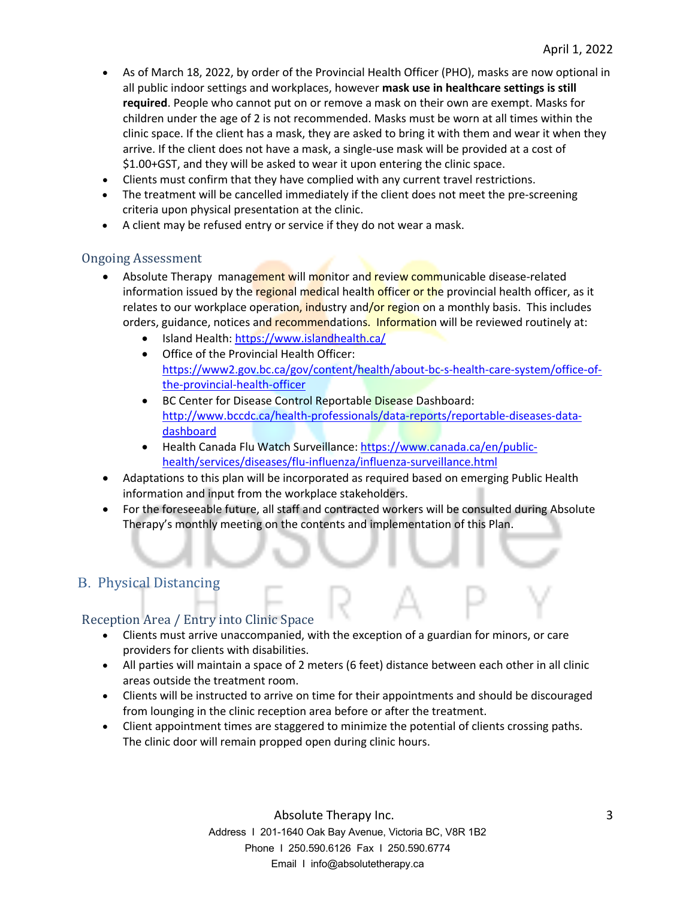- As of March 18, 2022, by order of the Provincial Health Officer (PHO), masks are now optional in all public indoor settings and workplaces, however **mask use in healthcare settings is still required**. People who cannot put on or remove a mask on their own are exempt. Masks for children under the age of 2 is not recommended. Masks must be worn at all times within the clinic space. If the client has a mask, they are asked to bring it with them and wear it when they arrive. If the client does not have a mask, a single-use mask will be provided at a cost of $1.00+GST, and they will be asked to wear it upon entering the clinic space.
- Clients must confirm that they have complied with any current travel restrictions.
- The treatment will be cancelled immediately if the client does not meet the pre-screening criteria upon physical presentation at the clinic.
- A client may be refused entry or service if they do not wear a mask.

### Ongoing Assessment

- Absolute Therapy management will monitor and review communicable disease-related information issued by the regional medical health officer or the provincial health officer, as it relates to our workplace operation, industry and/or region on a monthly basis. This includes orders, guidance, notices and recommendations. Information will be reviewed routinely at:
  - Island Health: https://www.islandhealth.ca/
  - Office of the Provincial Health Officer: https://www2.gov.bc.ca/gov/content/health/about-bc-s-health-care-system/office-of-the-provincial-health-officer
  - BC Center for Disease Control Reportable Disease Dashboard: http://www.bccdc.ca/health-professionals/data-reports/reportable-diseases-data-dashboard
  - Health Canada Flu Watch Surveillance: https://www.canada.ca/en/public-health/services/diseases/flu-influenza/influenza-surveillance.html
- Adaptations to this plan will be incorporated as required based on emerging Public Health information and input from the workplace stakeholders.
- For the foreseeable future, all staff and contracted workers will be consulted during Absolute Therapy's monthly meeting on the contents and implementation of this Plan.

## B. Physical Distancing

### Reception Area / Entry into Clinic Space

- Clients must arrive unaccompanied, with the exception of a guardian for minors, or care providers for clients with disabilities.
- All parties will maintain a space of 2 meters (6 feet) distance between each other in all clinic areas outside the treatment room.
- Clients will be instructed to arrive on time for their appointments and should be discouraged from lounging in the clinic reception area before or after the treatment.
- Client appointment times are staggered to minimize the potential of clients crossing paths. The clinic door will remain propped open during clinic hours.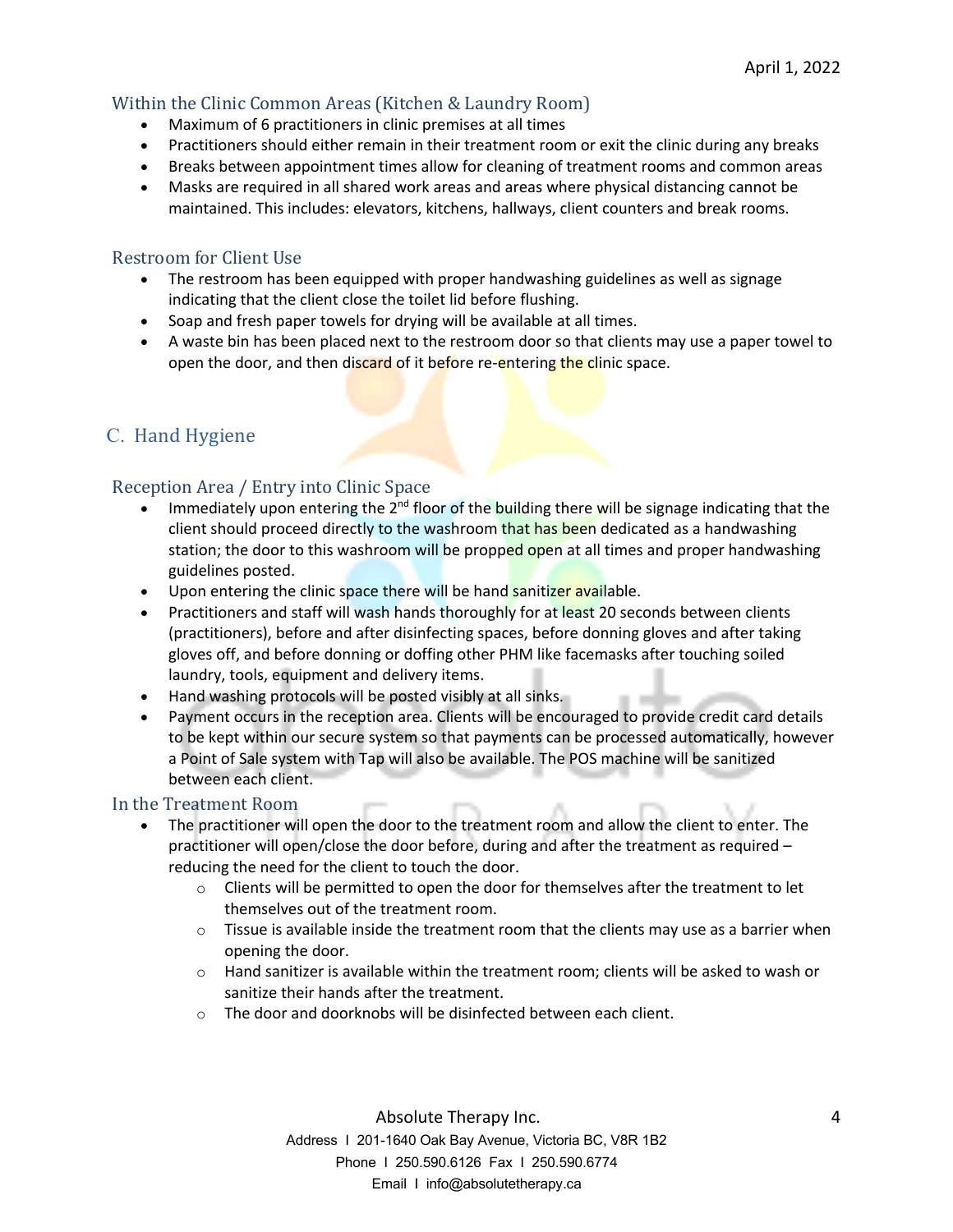### Within the Clinic Common Areas (Kitchen & Laundry Room)

- Maximum of 6 practitioners in clinic premises at all times
- Practitioners should either remain in their treatment room or exit the clinic during any breaks
- Breaks between appointment times allow for cleaning of treatment rooms and common areas
- Masks are required in all shared work areas and areas where physical distancing cannot be maintained. This includes: elevators, kitchens, hallways, client counters and break rooms.

### Restroom for Client Use

- The restroom has been equipped with proper handwashing guidelines as well as signage indicating that the client close the toilet lid before flushing.
- Soap and fresh paper towels for drying will be available at all times.
- A waste bin has been placed next to the restroom door so that clients may use a paper towel to open the door, and then discard of it before re-entering the clinic space.

## C. Hand Hygiene

### Reception Area / Entry into Clinic Space

- Immediately upon entering the 2nd floor of the building there will be signage indicating that the client should proceed directly to the washroom that has been dedicated as a handwashing station; the door to this washroom will be propped open at all times and proper handwashing guidelines posted.
- Upon entering the clinic space there will be hand sanitizer available.
- Practitioners and staff will wash hands thoroughly for at least 20 seconds between clients (practitioners), before and after disinfecting spaces, before donning gloves and after taking gloves off, and before donning or doffing other PHM like facemasks after touching soiled laundry, tools, equipment and delivery items.
- Hand washing protocols will be posted visibly at all sinks.
- Payment occurs in the reception area. Clients will be encouraged to provide credit card details to be kept within our secure system so that payments can be processed automatically, however a Point of Sale system with Tap will also be available. The POS machine will be sanitized between each client.

### In the Treatment Room

- The practitioner will open the door to the treatment room and allow the client to enter. The practitioner will open/close the door before, during and after the treatment as required – reducing the need for the client to touch the door.
  - Clients will be permitted to open the door for themselves after the treatment to let themselves out of the treatment room.
  - Tissue is available inside the treatment room that the clients may use as a barrier when opening the door.
  - Hand sanitizer is available within the treatment room; clients will be asked to wash or sanitize their hands after the treatment.
  - The door and doorknobs will be disinfected between each client.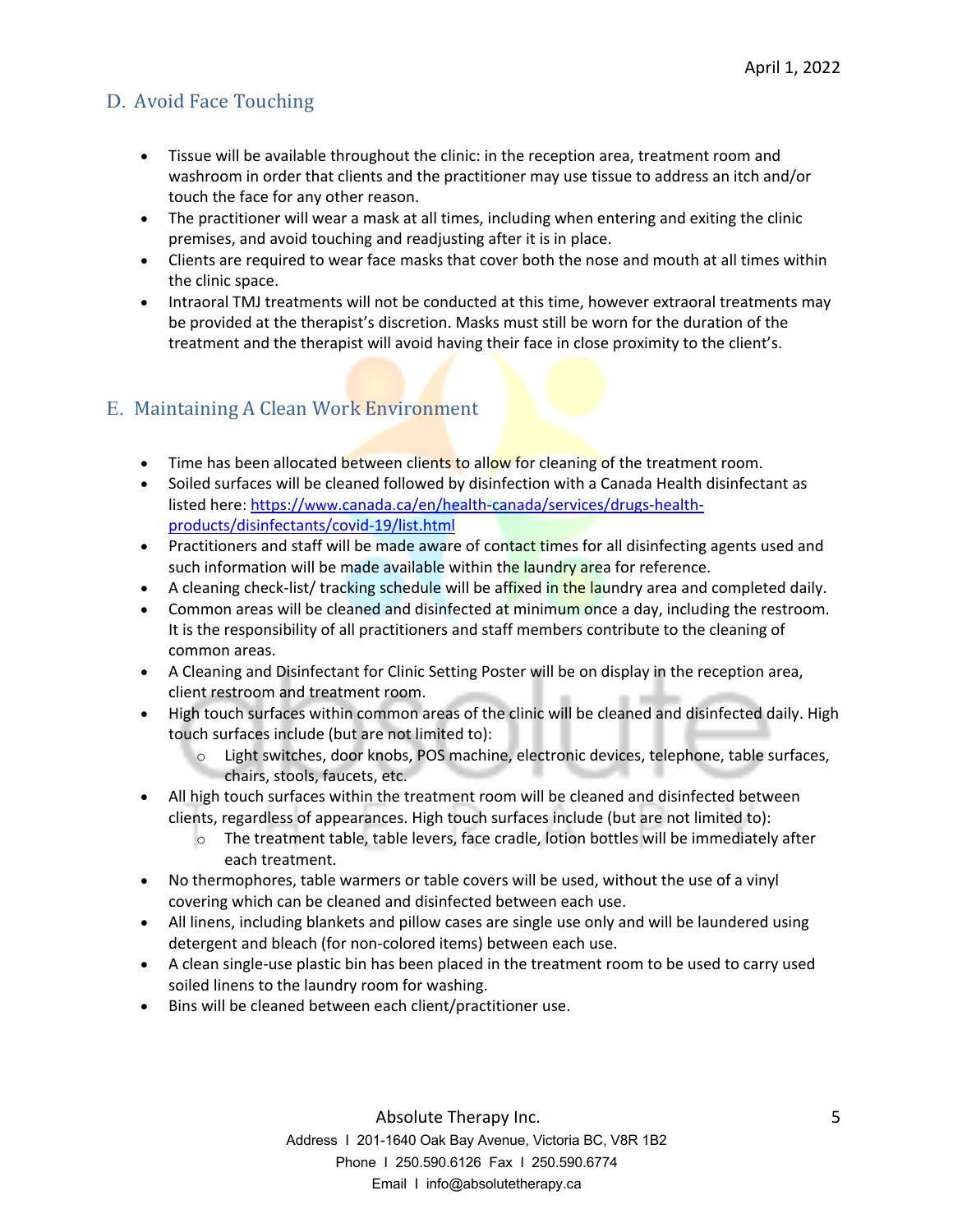## D. Avoid Face Touching

- Tissue will be available throughout the clinic: in the reception area, treatment room and washroom in order that clients and the practitioner may use tissue to address an itch and/or touch the face for any other reason.
- The practitioner will wear a mask at all times, including when entering and exiting the clinic premises, and avoid touching and readjusting after it is in place.
- Clients are required to wear face masks that cover both the nose and mouth at all times within the clinic space.
- Intraoral TMJ treatments will not be conducted at this time, however extraoral treatments may be provided at the therapist's discretion. Masks must still be worn for the duration of the treatment and the therapist will avoid having their face in close proximity to the client's.

## E. Maintaining A Clean Work Environment

- Time has been allocated between clients to allow for cleaning of the treatment room.
- Soiled surfaces will be cleaned followed by disinfection with a Canada Health disinfectant as listed here: [https://www.canada.ca/en/health-canada/services/drugs-health-products/disinfectants/covid-19/list.html](https://www.canada.ca/en/health-canada/services/drugs-health-products/disinfectants/covid-19/list.html)
- Practitioners and staff will be made aware of contact times for all disinfecting agents used and such information will be made available within the laundry area for reference.
- A cleaning check-list/ tracking schedule will be affixed in the laundry area and completed daily.
- Common areas will be cleaned and disinfected at minimum once a day, including the restroom. It is the responsibility of all practitioners and staff members contribute to the cleaning of common areas.
- A Cleaning and Disinfectant for Clinic Setting Poster will be on display in the reception area, client restroom and treatment room.
- High touch surfaces within common areas of the clinic will be cleaned and disinfected daily. High touch surfaces include (but are not limited to):
  - Light switches, door knobs, POS machine, electronic devices, telephone, table surfaces, chairs, stools, faucets, etc.
- All high touch surfaces within the treatment room will be cleaned and disinfected between clients, regardless of appearances. High touch surfaces include (but are not limited to):
  - The treatment table, table levers, face cradle, lotion bottles will be immediately after each treatment.
- No thermophores, table warmers or table covers will be used, without the use of a vinyl covering which can be cleaned and disinfected between each use.
- All linens, including blankets and pillow cases are single use only and will be laundered using detergent and bleach (for non-colored items) between each use.
- A clean single-use plastic bin has been placed in the treatment room to be used to carry used soiled linens to the laundry room for washing.
- Bins will be cleaned between each client/practitioner use.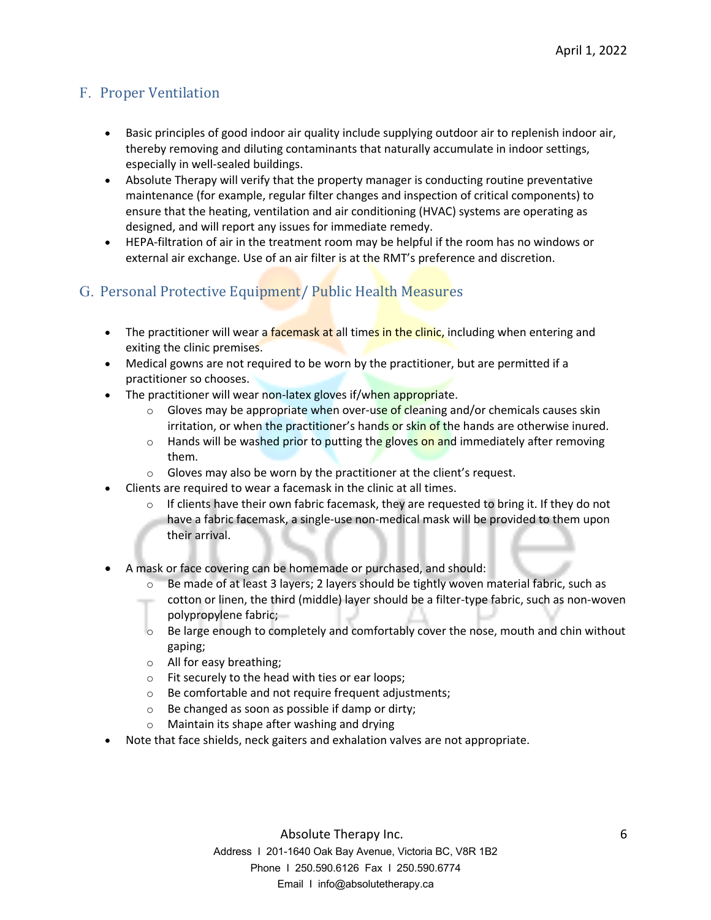## F. Proper Ventilation

- Basic principles of good indoor air quality include supplying outdoor air to replenish indoor air, thereby removing and diluting contaminants that naturally accumulate in indoor settings, especially in well-sealed buildings.
- Absolute Therapy will verify that the property manager is conducting routine preventative maintenance (for example, regular filter changes and inspection of critical components) to ensure that the heating, ventilation and air conditioning (HVAC) systems are operating as designed, and will report any issues for immediate remedy.
- HEPA-filtration of air in the treatment room may be helpful if the room has no windows or external air exchange. Use of an air filter is at the RMT's preference and discretion.

## G. Personal Protective Equipment/ Public Health Measures

- The practitioner will wear a facemask at all times in the clinic, including when entering and exiting the clinic premises.
- Medical gowns are not required to be worn by the practitioner, but are permitted if a practitioner so chooses.
- The practitioner will wear non-latex gloves if/when appropriate.
  - Gloves may be appropriate when over-use of cleaning and/or chemicals causes skin irritation, or when the practitioner's hands or skin of the hands are otherwise inured.
  - Hands will be washed prior to putting the gloves on and immediately after removing them.
  - Gloves may also be worn by the practitioner at the client's request.
- Clients are required to wear a facemask in the clinic at all times.
  - If clients have their own fabric facemask, they are requested to bring it. If they do not have a fabric facemask, a single-use non-medical mask will be provided to them upon their arrival.
- A mask or face covering can be homemade or purchased, and should:
  - Be made of at least 3 layers; 2 layers should be tightly woven material fabric, such as cotton or linen, the third (middle) layer should be a filter-type fabric, such as non-woven polypropylene fabric;
  - Be large enough to completely and comfortably cover the nose, mouth and chin without gaping;
  - All for easy breathing;
  - Fit securely to the head with ties or ear loops;
  - Be comfortable and not require frequent adjustments;
  - Be changed as soon as possible if damp or dirty;
  - Maintain its shape after washing and drying
- Note that face shields, neck gaiters and exhalation valves are not appropriate.

Absolute Therapy Inc.
Address I 201-1640 Oak Bay Avenue, Victoria BC, V8R 1B2
Phone I 250.590.6126 Fax I 250.590.6774
Email I info@absolutetherapy.ca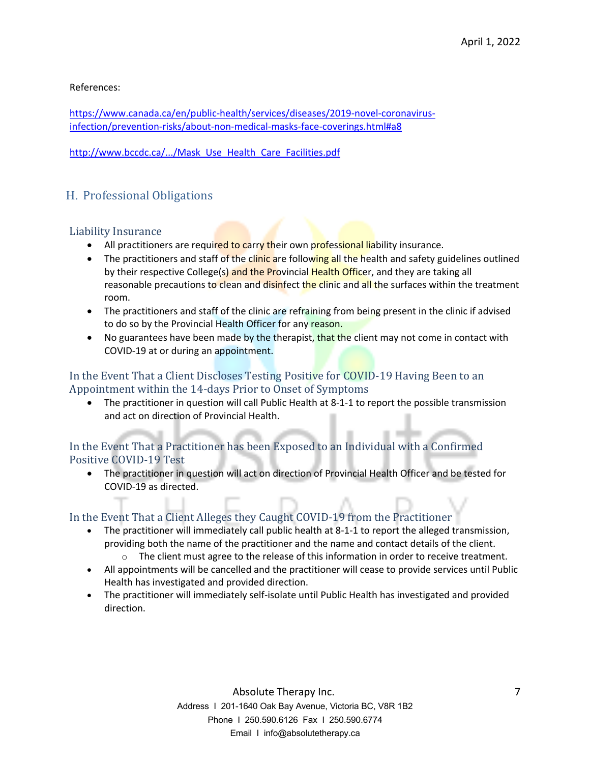References:

https://www.canada.ca/en/public-health/services/diseases/2019-novel-coronavirus-infection/prevention-risks/about-non-medical-masks-face-coverings.html#a8

http://www.bccdc.ca/.../Mask_Use_Health_Care_Facilities.pdf

## H. Professional Obligations

### Liability Insurance

- All practitioners are required to carry their own professional liability insurance.
- The practitioners and staff of the clinic are following all the health and safety guidelines outlined by their respective College(s) and the Provincial Health Officer, and they are taking all reasonable precautions to clean and disinfect the clinic and all the surfaces within the treatment room.
- The practitioners and staff of the clinic are refraining from being present in the clinic if advised to do so by the Provincial Health Officer for any reason.
- No guarantees have been made by the therapist, that the client may not come in contact with COVID-19 at or during an appointment.

### In the Event That a Client Discloses Testing Positive for COVID-19 Having Been to an Appointment within the 14-days Prior to Onset of Symptoms

- The practitioner in question will call Public Health at 8-1-1 to report the possible transmission and act on direction of Provincial Health.

### In the Event That a Practitioner has been Exposed to an Individual with a Confirmed Positive COVID-19 Test

- The practitioner in question will act on direction of Provincial Health Officer and be tested for COVID-19 as directed.

### In the Event That a Client Alleges they Caught COVID-19 from the Practitioner

- The practitioner will immediately call public health at 8-1-1 to report the alleged transmission, providing both the name of the practitioner and the name and contact details of the client.
  - The client must agree to the release of this information in order to receive treatment.
- All appointments will be cancelled and the practitioner will cease to provide services until Public Health has investigated and provided direction.
- The practitioner will immediately self-isolate until Public Health has investigated and provided direction.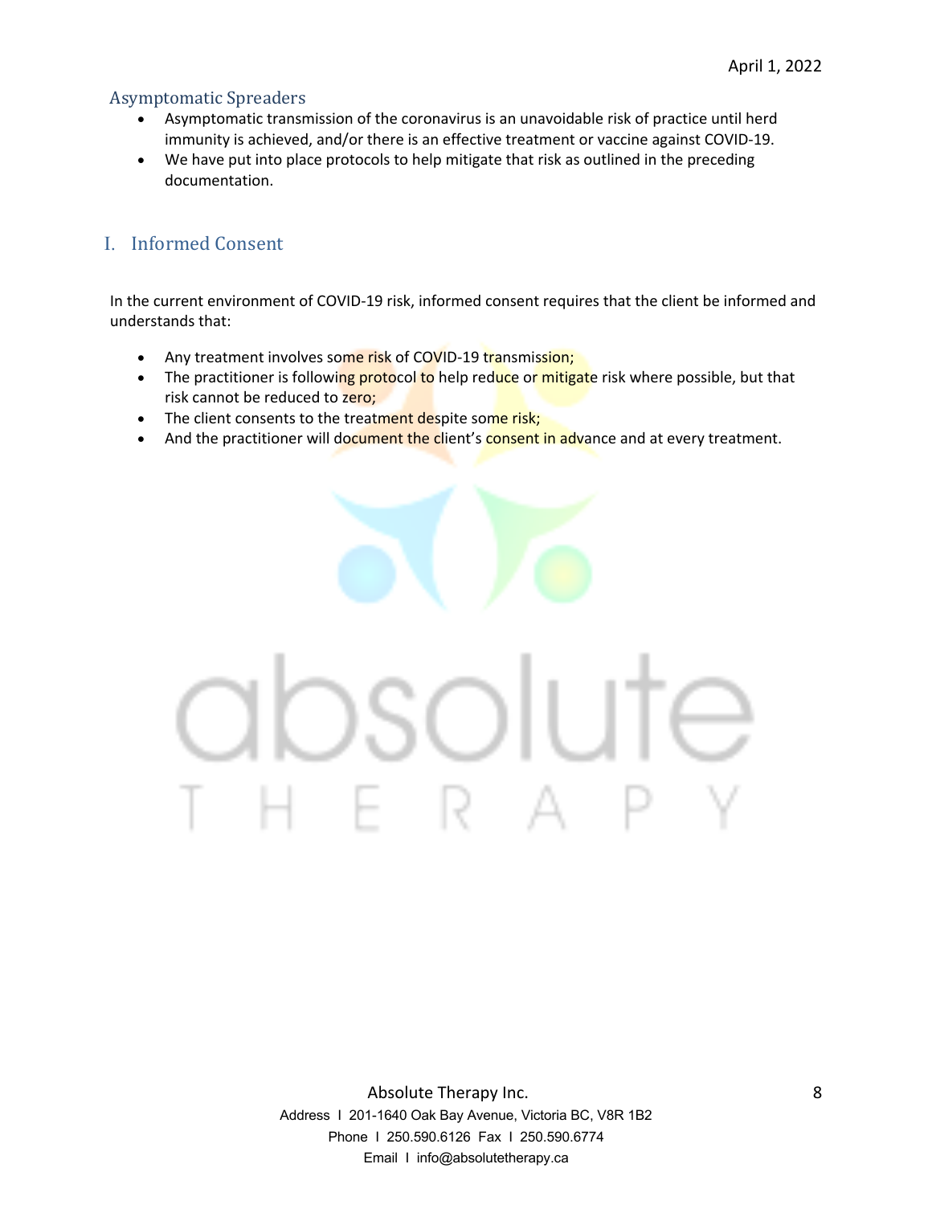### Asymptomatic Spreaders

- Asymptomatic transmission of the coronavirus is an unavoidable risk of practice until herd immunity is achieved, and/or there is an effective treatment or vaccine against COVID-19.
- We have put into place protocols to help mitigate that risk as outlined in the preceding documentation.

## I. Informed Consent

In the current environment of COVID-19 risk, informed consent requires that the client be informed and understands that:

- Any treatment involves some risk of COVID-19 transmission;
- The practitioner is following protocol to help reduce or mitigate risk where possible, but that risk cannot be reduced to zero;
- The client consents to the treatment despite some risk;
- And the practitioner will document the client's consent in advance and at every treatment.